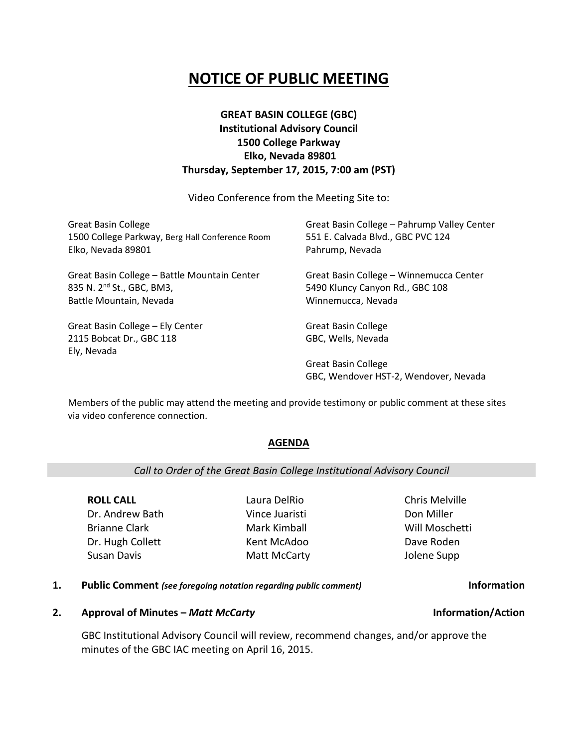# NOTICE OF PUBLIC MEETING

**GREAT BASIN COLLEGE (GBC)**
**Institutional Advisory Council**
**1500 College Parkway**
**Elko, Nevada 89801**
**Thursday, September 17, 2015, 7:00 am (PST)**

Video Conference from the Meeting Site to:

Great Basin College
1500 College Parkway, Berg Hall Conference Room
Elko, Nevada 89801

Great Basin College – Battle Mountain Center
835 N. 2nd St., GBC, BM3,
Battle Mountain, Nevada

Great Basin College – Ely Center
2115 Bobcat Dr., GBC 118
Ely, Nevada

Great Basin College – Pahrump Valley Center
551 E. Calvada Blvd., GBC PVC 124
Pahrump, Nevada

Great Basin College – Winnemucca Center
5490 Kluncy Canyon Rd., GBC 108
Winnemucca, Nevada

Great Basin College
GBC, Wells, Nevada

Great Basin College
GBC, Wendover HST-2, Wendover, Nevada

Members of the public may attend the meeting and provide testimony or public comment at these sites via video conference connection.

## AGENDA

*Call to Order of the Great Basin College Institutional Advisory Council*

**ROLL CALL**

- Dr. Andrew Bath
- Brianne Clark
- Dr. Hugh Collett
- Susan Davis
- Laura DelRio
- Vince Juaristi
- Mark Kimball
- Kent McAdoo
- Matt McCarty
- Chris Melville
- Don Miller
- Will Moschetti
- Dave Roden
- Jolene Supp

**1. Public Comment** *(see foregoing notation regarding public comment)* **Information**

**2. Approval of Minutes – *Matt McCarty*** **Information/Action**

GBC Institutional Advisory Council will review, recommend changes, and/or approve the minutes of the GBC IAC meeting on April 16, 2015.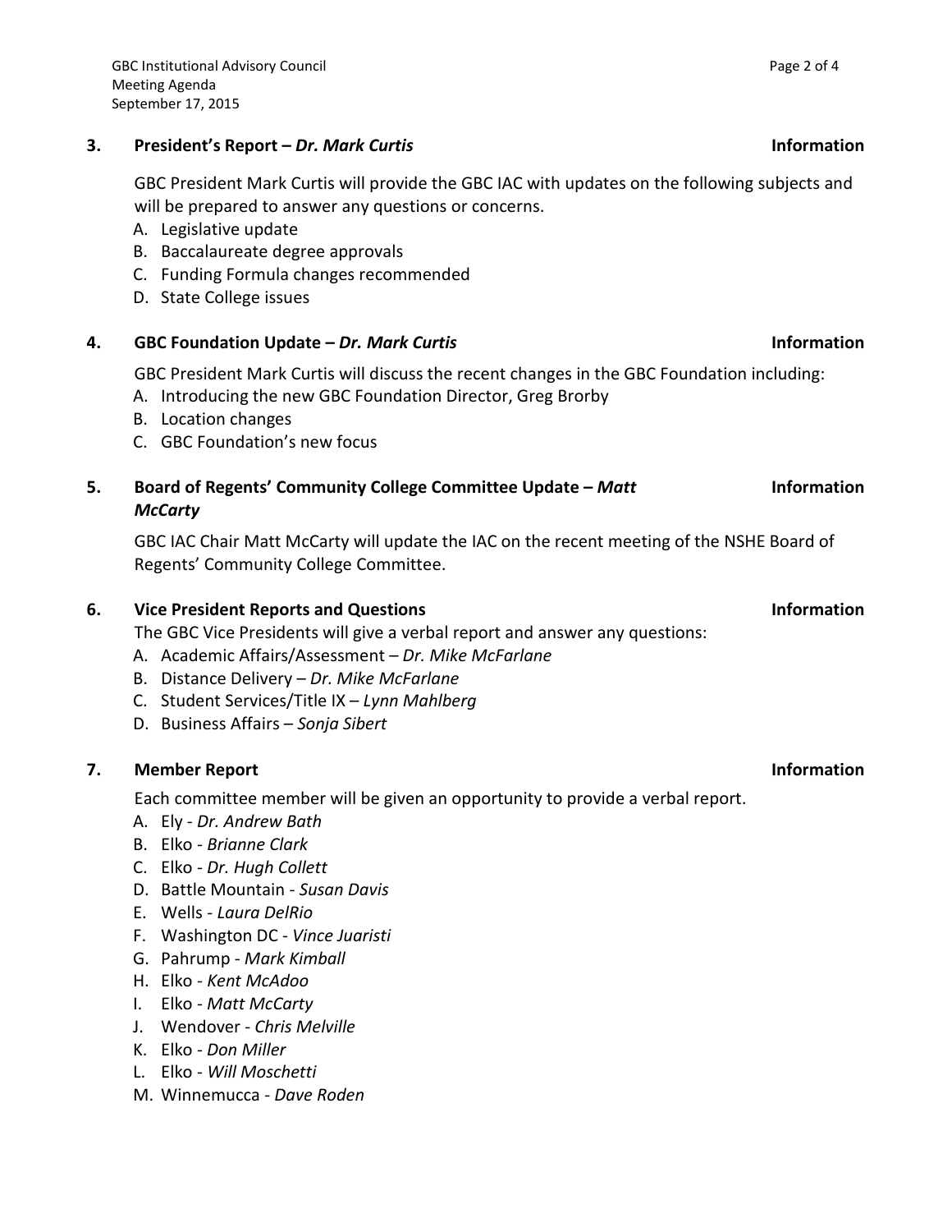### 3. President's Report – *Dr. Mark Curtis* — **Information**

GBC President Mark Curtis will provide the GBC IAC with updates on the following subjects and will be prepared to answer any questions or concerns.

A. Legislative update
B. Baccalaureate degree approvals
C. Funding Formula changes recommended
D. State College issues

### 4. GBC Foundation Update – *Dr. Mark Curtis* — **Information**

GBC President Mark Curtis will discuss the recent changes in the GBC Foundation including:

A. Introducing the new GBC Foundation Director, Greg Brorby
B. Location changes
C. GBC Foundation's new focus

### 5. Board of Regents' Community College Committee Update – *Matt McCarty* — **Information**

GBC IAC Chair Matt McCarty will update the IAC on the recent meeting of the NSHE Board of Regents' Community College Committee.

### 6. Vice President Reports and Questions — **Information**

The GBC Vice Presidents will give a verbal report and answer any questions:

A. Academic Affairs/Assessment – *Dr. Mike McFarlane*
B. Distance Delivery – *Dr. Mike McFarlane*
C. Student Services/Title IX – *Lynn Mahlberg*
D. Business Affairs – *Sonja Sibert*

### 7. Member Report — **Information**

Each committee member will be given an opportunity to provide a verbal report.

A. Ely - *Dr. Andrew Bath*
B. Elko - *Brianne Clark*
C. Elko - *Dr. Hugh Collett*
D. Battle Mountain - *Susan Davis*
E. Wells - *Laura DelRio*
F. Washington DC - *Vince Juaristi*
G. Pahrump - *Mark Kimball*
H. Elko - *Kent McAdoo*
I. Elko - *Matt McCarty*
J. Wendover - *Chris Melville*
K. Elko - *Don Miller*
L. Elko - *Will Moschetti*
M. Winnemucca - *Dave Roden*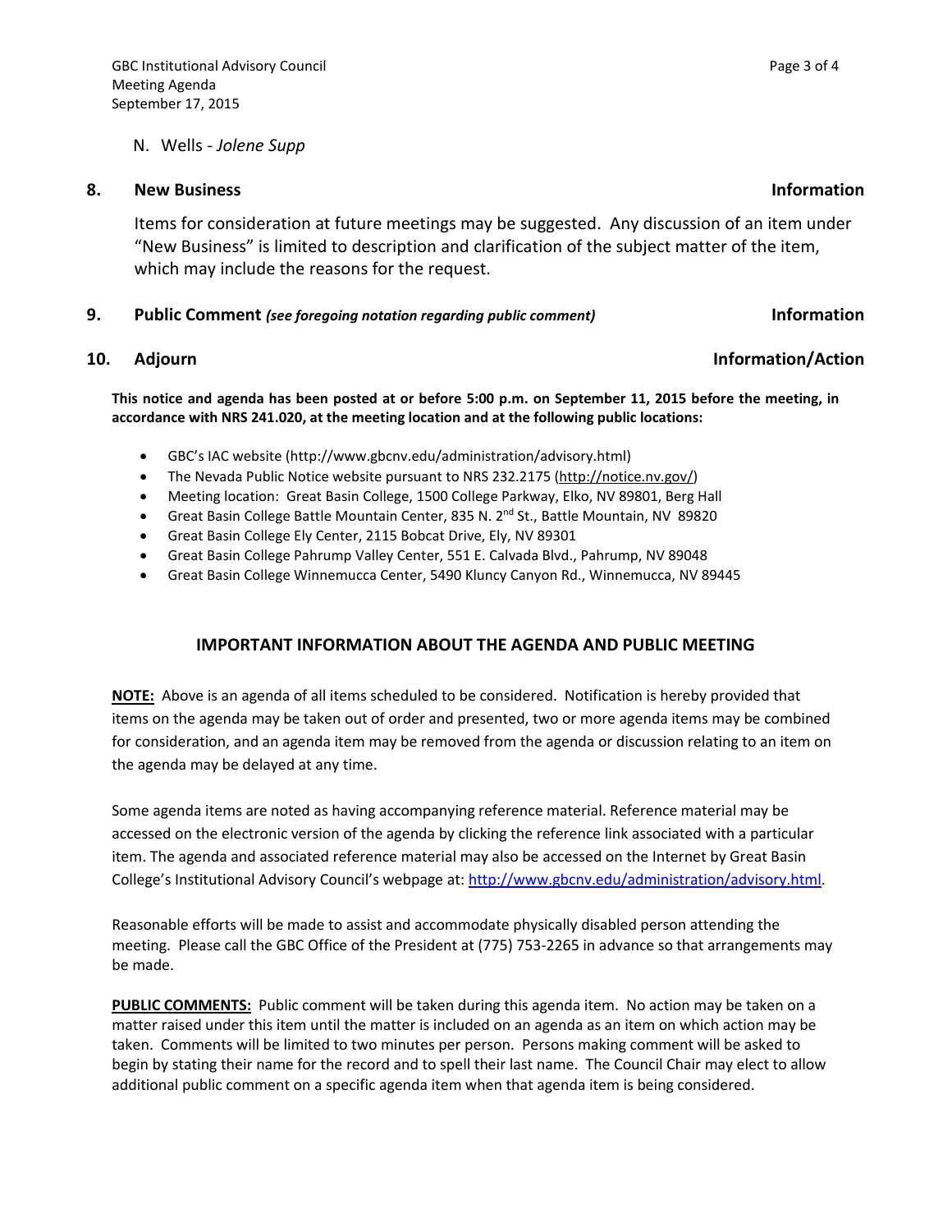N. Wells - *Jolene Supp*

**8. New Business** **Information**

Items for consideration at future meetings may be suggested. Any discussion of an item under "New Business" is limited to description and clarification of the subject matter of the item, which may include the reasons for the request.

**9. Public Comment** ***(see foregoing notation regarding public comment)*** **Information**

**10. Adjourn** **Information/Action**

**This notice and agenda has been posted at or before 5:00 p.m. on September 11, 2015 before the meeting, in accordance with NRS 241.020, at the meeting location and at the following public locations:**

- GBC's IAC website (http://www.gbcnv.edu/administration/advisory.html)
- The Nevada Public Notice website pursuant to NRS 232.2175 (http://notice.nv.gov/)
- Meeting location: Great Basin College, 1500 College Parkway, Elko, NV 89801, Berg Hall
- Great Basin College Battle Mountain Center, 835 N. 2nd St., Battle Mountain, NV 89820
- Great Basin College Ely Center, 2115 Bobcat Drive, Ely, NV 89301
- Great Basin College Pahrump Valley Center, 551 E. Calvada Blvd., Pahrump, NV 89048
- Great Basin College Winnemucca Center, 5490 Kluncy Canyon Rd., Winnemucca, NV 89445

## IMPORTANT INFORMATION ABOUT THE AGENDA AND PUBLIC MEETING

**NOTE:** Above is an agenda of all items scheduled to be considered. Notification is hereby provided that items on the agenda may be taken out of order and presented, two or more agenda items may be combined for consideration, and an agenda item may be removed from the agenda or discussion relating to an item on the agenda may be delayed at any time.

Some agenda items are noted as having accompanying reference material. Reference material may be accessed on the electronic version of the agenda by clicking the reference link associated with a particular item. The agenda and associated reference material may also be accessed on the Internet by Great Basin College's Institutional Advisory Council's webpage at: http://www.gbcnv.edu/administration/advisory.html.

Reasonable efforts will be made to assist and accommodate physically disabled person attending the meeting. Please call the GBC Office of the President at (775) 753-2265 in advance so that arrangements may be made.

**PUBLIC COMMENTS:** Public comment will be taken during this agenda item. No action may be taken on a matter raised under this item until the matter is included on an agenda as an item on which action may be taken. Comments will be limited to two minutes per person. Persons making comment will be asked to begin by stating their name for the record and to spell their last name. The Council Chair may elect to allow additional public comment on a specific agenda item when that agenda item is being considered.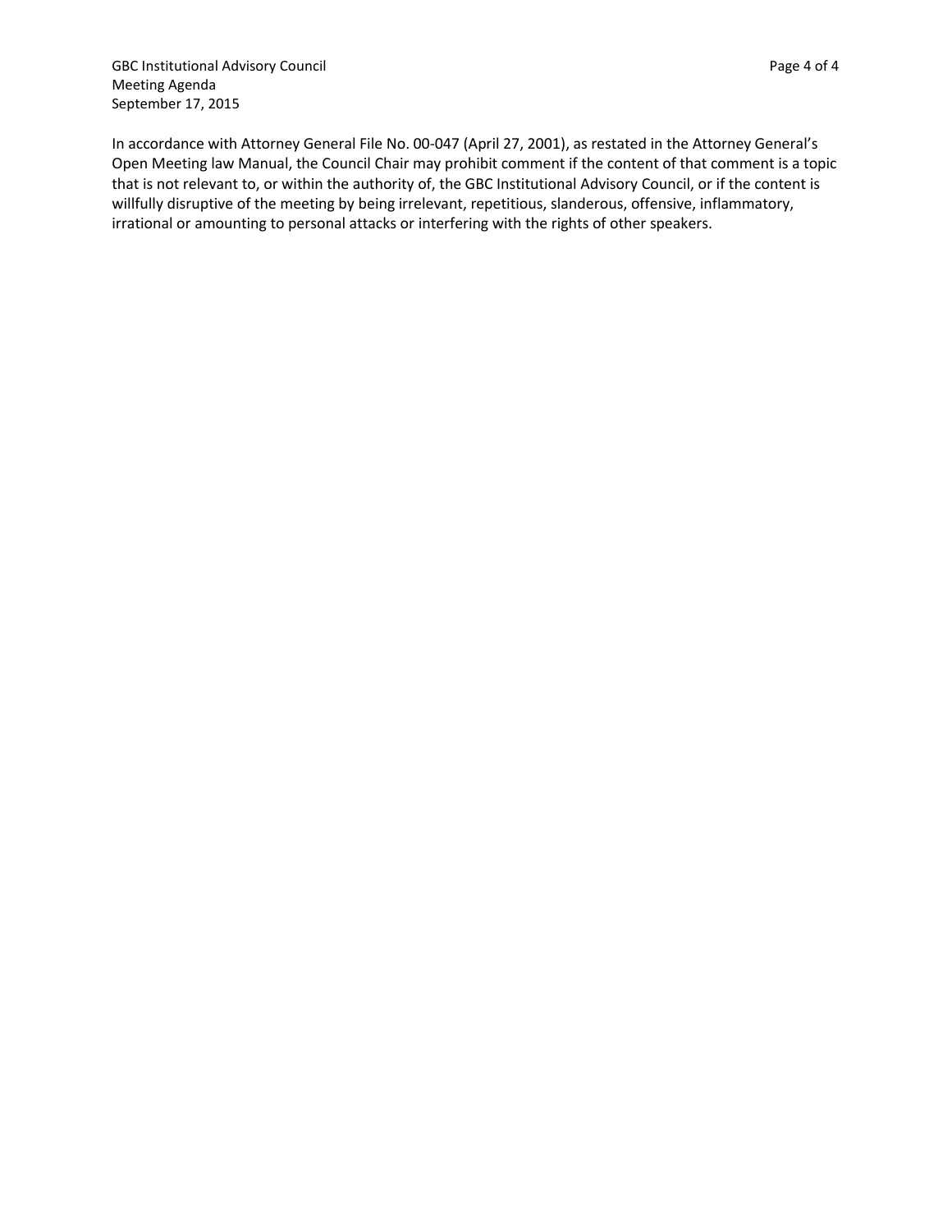In accordance with Attorney General File No. 00-047 (April 27, 2001), as restated in the Attorney General's Open Meeting law Manual, the Council Chair may prohibit comment if the content of that comment is a topic that is not relevant to, or within the authority of, the GBC Institutional Advisory Council, or if the content is willfully disruptive of the meeting by being irrelevant, repetitious, slanderous, offensive, inflammatory, irrational or amounting to personal attacks or interfering with the rights of other speakers.